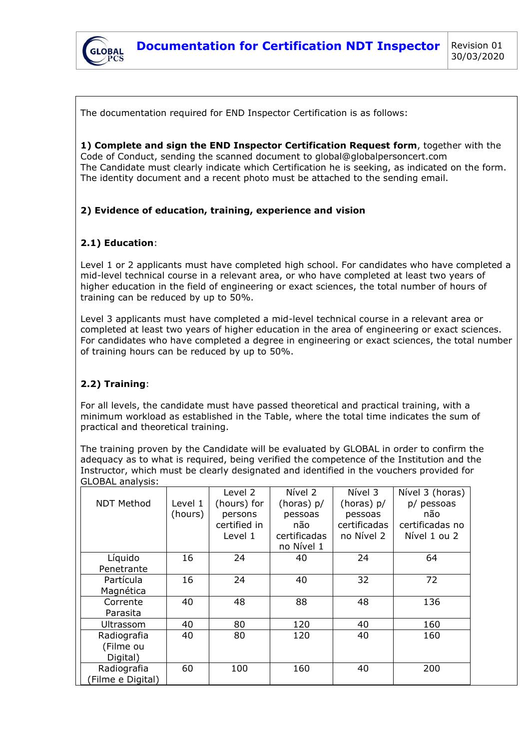The documentation required for END Inspector Certification is as follows:

**1) Complete and sign the END Inspector Certification Request form**, together with the Code of Conduct, sending the scanned document to global@globalpersoncert.com
The Candidate must clearly indicate which Certification he is seeking, as indicated on the form.
The identity document and a recent photo must be attached to the sending email.

**2) Evidence of education, training, experience and vision**

**2.1) Education**:

Level 1 or 2 applicants must have completed high school. For candidates who have completed a mid-level technical course in a relevant area, or who have completed at least two years of higher education in the field of engineering or exact sciences, the total number of hours of training can be reduced by up to 50%.

Level 3 applicants must have completed a mid-level technical course in a relevant area or completed at least two years of higher education in the area of engineering or exact sciences. For candidates who have completed a degree in engineering or exact sciences, the total number of training hours can be reduced by up to 50%.

**2.2) Training**:

For all levels, the candidate must have passed theoretical and practical training, with a minimum workload as established in the Table, where the total time indicates the sum of practical and theoretical training.

The training proven by the Candidate will be evaluated by GLOBAL in order to confirm the adequacy as to what is required, being verified the competence of the Institution and the Instructor, which must be clearly designated and identified in the vouchers provided for GLOBAL analysis:

| NDT Method | Level 1 (hours) | Level 2 (hours) for persons certified in Level 1 | Nível 2 (horas) p/ pessoas não certificadas no Nível 1 | Nível 3 (horas) p/ pessoas certificadas no Nível 2 | Nível 3 (horas) p/ pessoas não certificadas no Nível 1 ou 2 |
|---|---|---|---|---|---|
| Líquido Penetrante | 16 | 24 | 40 | 24 | 64 |
| Partícula Magnética | 16 | 24 | 40 | 32 | 72 |
| Corrente Parasita | 40 | 48 | 88 | 48 | 136 |
| Ultrassom | 40 | 80 | 120 | 40 | 160 |
| Radiografia (Filme ou Digital) | 40 | 80 | 120 | 40 | 160 |
| Radiografia (Filme e Digital) | 60 | 100 | 160 | 40 | 200 |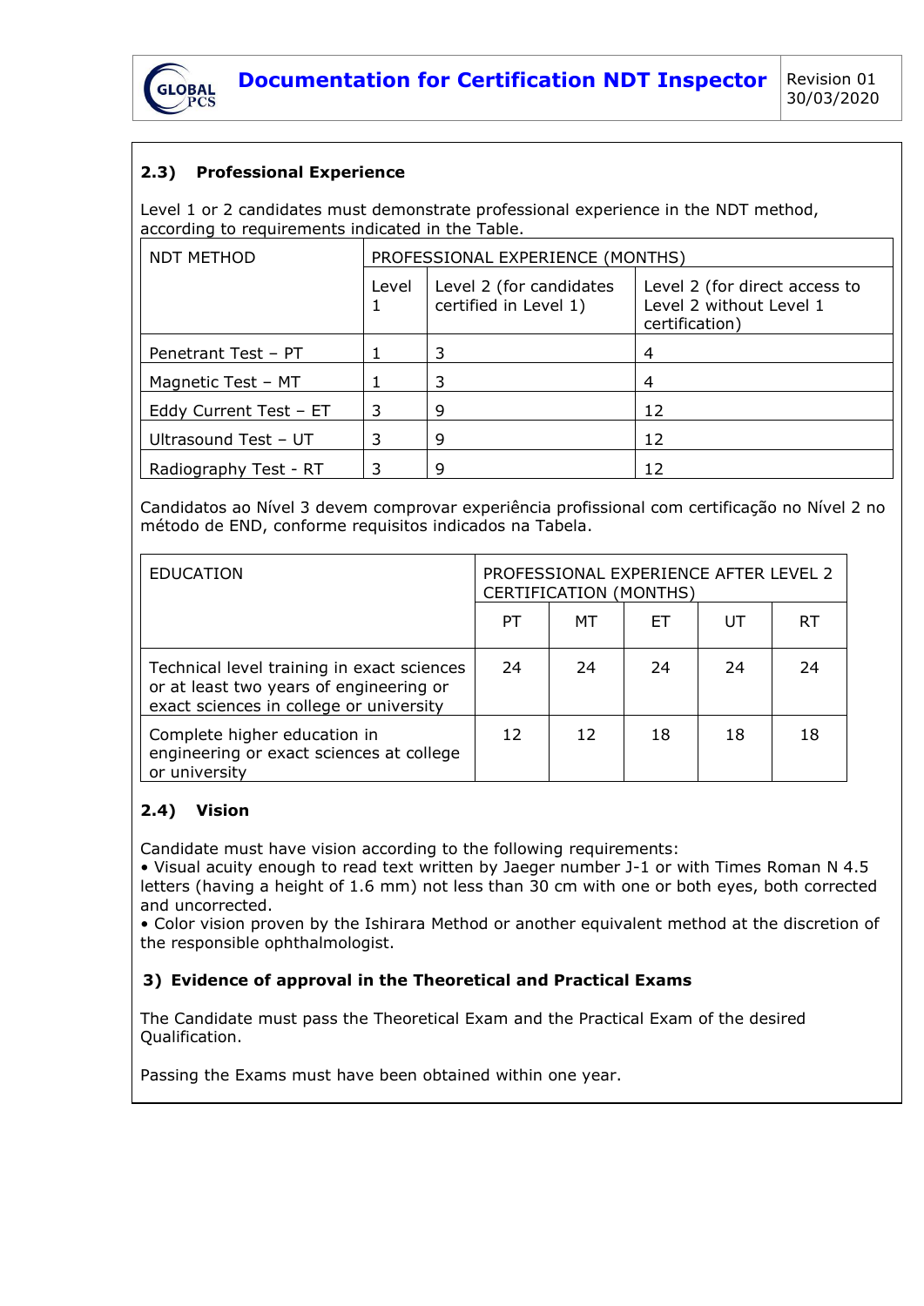### 2.3) Professional Experience

Level 1 or 2 candidates must demonstrate professional experience in the NDT method, according to requirements indicated in the Table.

| NDT METHOD | PROFESSIONAL EXPERIENCE (MONTHS) | | |
|---|---|---|---|
| | Level 1 | Level 2 (for candidates certified in Level 1) | Level 2 (for direct access to Level 2 without Level 1 certification) |
| Penetrant Test – PT | 1 | 3 | 4 |
| Magnetic Test – MT | 1 | 3 | 4 |
| Eddy Current Test – ET | 3 | 9 | 12 |
| Ultrasound Test – UT | 3 | 9 | 12 |
| Radiography Test - RT | 3 | 9 | 12 |

Candidatos ao Nível 3 devem comprovar experiência profissional com certificação no Nível 2 no método de END, conforme requisitos indicados na Tabela.

| EDUCATION | PROFESSIONAL EXPERIENCE AFTER LEVEL 2 CERTIFICATION (MONTHS) | | | | |
|---|---|---|---|---|---|
| | PT | MT | ET | UT | RT |
| Technical level training in exact sciences or at least two years of engineering or exact sciences in college or university | 24 | 24 | 24 | 24 | 24 |
| Complete higher education in engineering or exact sciences at college or university | 12 | 12 | 18 | 18 | 18 |

### 2.4) Vision

Candidate must have vision according to the following requirements:

- Visual acuity enough to read text written by Jaeger number J-1 or with Times Roman N 4.5 letters (having a height of 1.6 mm) not less than 30 cm with one or both eyes, both corrected and uncorrected.
- Color vision proven by the Ishirara Method or another equivalent method at the discretion of the responsible ophthalmologist.

## 3) Evidence of approval in the Theoretical and Practical Exams

The Candidate must pass the Theoretical Exam and the Practical Exam of the desired Qualification.

Passing the Exams must have been obtained within one year.